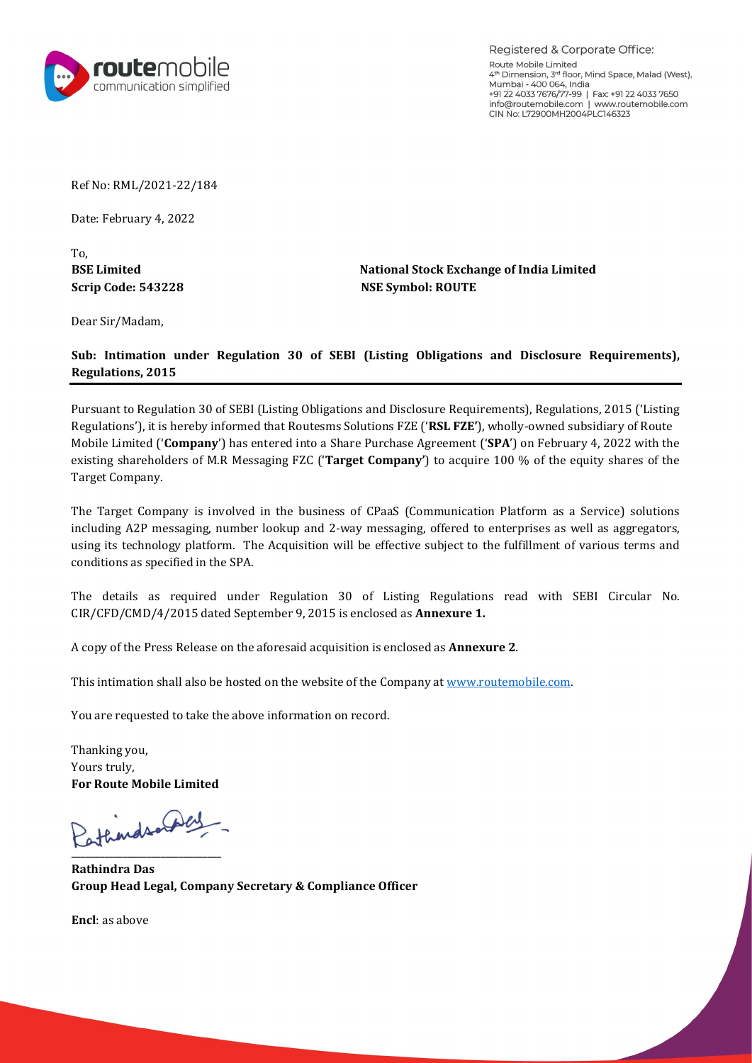Registered & Corporate Office:
Route Mobile Limited
4th Dimension, 3rd floor, Mind Space, Malad (West),
Mumbai - 400 064, India
+91 22 4033 7676/77-99 | Fax: +91 22 4033 7650
info@routemobile.com | www.routemobile.com
CIN No: L72900MH2004PLC146323

Ref No: RML/2021-22/184

Date: February 4, 2022

To,

| **BSE Limited** | **National Stock Exchange of India Limited** |
| --- | --- |
| **Scrip Code: 543228** | **NSE Symbol: ROUTE** |

Dear Sir/Madam,

**Sub: Intimation under Regulation 30 of SEBI (Listing Obligations and Disclosure Requirements), Regulations, 2015**

Pursuant to Regulation 30 of SEBI (Listing Obligations and Disclosure Requirements), Regulations, 2015 ('Listing Regulations'), it is hereby informed that Routesms Solutions FZE ('**RSL FZE**'), wholly-owned subsidiary of Route Mobile Limited ('**Company**') has entered into a Share Purchase Agreement ('**SPA**') on February 4, 2022 with the existing shareholders of M.R Messaging FZC ('**Target Company**') to acquire 100 % of the equity shares of the Target Company.

The Target Company is involved in the business of CPaaS (Communication Platform as a Service) solutions including A2P messaging, number lookup and 2-way messaging, offered to enterprises as well as aggregators, using its technology platform. The Acquisition will be effective subject to the fulfillment of various terms and conditions as specified in the SPA.

The details as required under Regulation 30 of Listing Regulations read with SEBI Circular No. CIR/CFD/CMD/4/2015 dated September 9, 2015 is enclosed as **Annexure 1.**

A copy of the Press Release on the aforesaid acquisition is enclosed as **Annexure 2**.

This intimation shall also be hosted on the website of the Company at www.routemobile.com.

You are requested to take the above information on record.

Thanking you,
Yours truly,
**For Route Mobile Limited**

**Rathindra Das**
**Group Head Legal, Company Secretary & Compliance Officer**

**Encl**: as above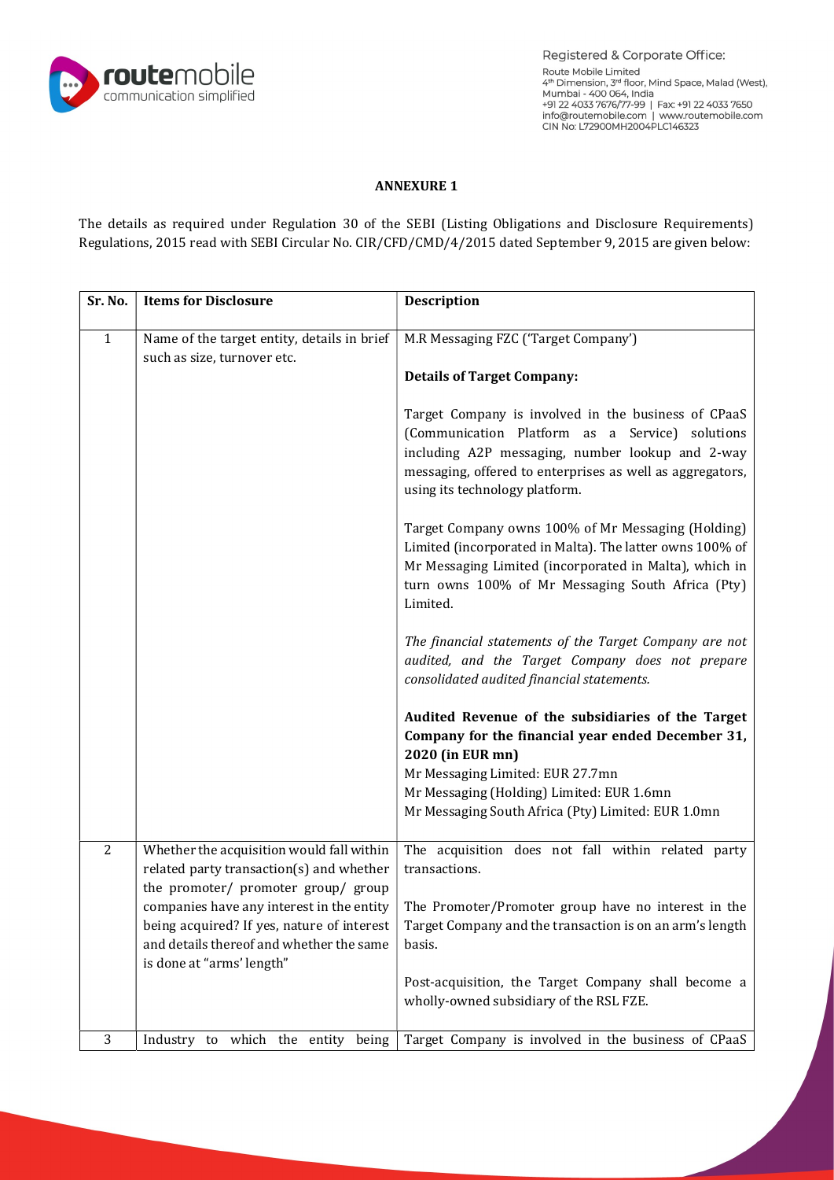## ANNEXURE 1

The details as required under Regulation 30 of the SEBI (Listing Obligations and Disclosure Requirements) Regulations, 2015 read with SEBI Circular No. CIR/CFD/CMD/4/2015 dated September 9, 2015 are given below:

| Sr. No. | Items for Disclosure | Description |
|---|---|---|
| 1 | Name of the target entity, details in brief such as size, turnover etc. | M.R Messaging FZC ('Target Company')<br><br>**Details of Target Company:**<br><br>Target Company is involved in the business of CPaaS (Communication Platform as a Service) solutions including A2P messaging, number lookup and 2-way messaging, offered to enterprises as well as aggregators, using its technology platform.<br><br>Target Company owns 100% of Mr Messaging (Holding) Limited (incorporated in Malta). The latter owns 100% of Mr Messaging Limited (incorporated in Malta), which in turn owns 100% of Mr Messaging South Africa (Pty) Limited.<br><br>*The financial statements of the Target Company are not audited, and the Target Company does not prepare consolidated audited financial statements.*<br><br>**Audited Revenue of the subsidiaries of the Target Company for the financial year ended December 31, 2020 (in EUR mn)**<br>Mr Messaging Limited: EUR 27.7mn<br>Mr Messaging (Holding) Limited: EUR 1.6mn<br>Mr Messaging South Africa (Pty) Limited: EUR 1.0mn |
| 2 | Whether the acquisition would fall within related party transaction(s) and whether the promoter/ promoter group/ group companies have any interest in the entity being acquired? If yes, nature of interest and details thereof and whether the same is done at "arms' length" | The acquisition does not fall within related party transactions.<br><br>The Promoter/Promoter group have no interest in the Target Company and the transaction is on an arm's length basis.<br><br>Post-acquisition, the Target Company shall become a wholly-owned subsidiary of the RSL FZE. |
| 3 | Industry to which the entity being | Target Company is involved in the business of CPaaS |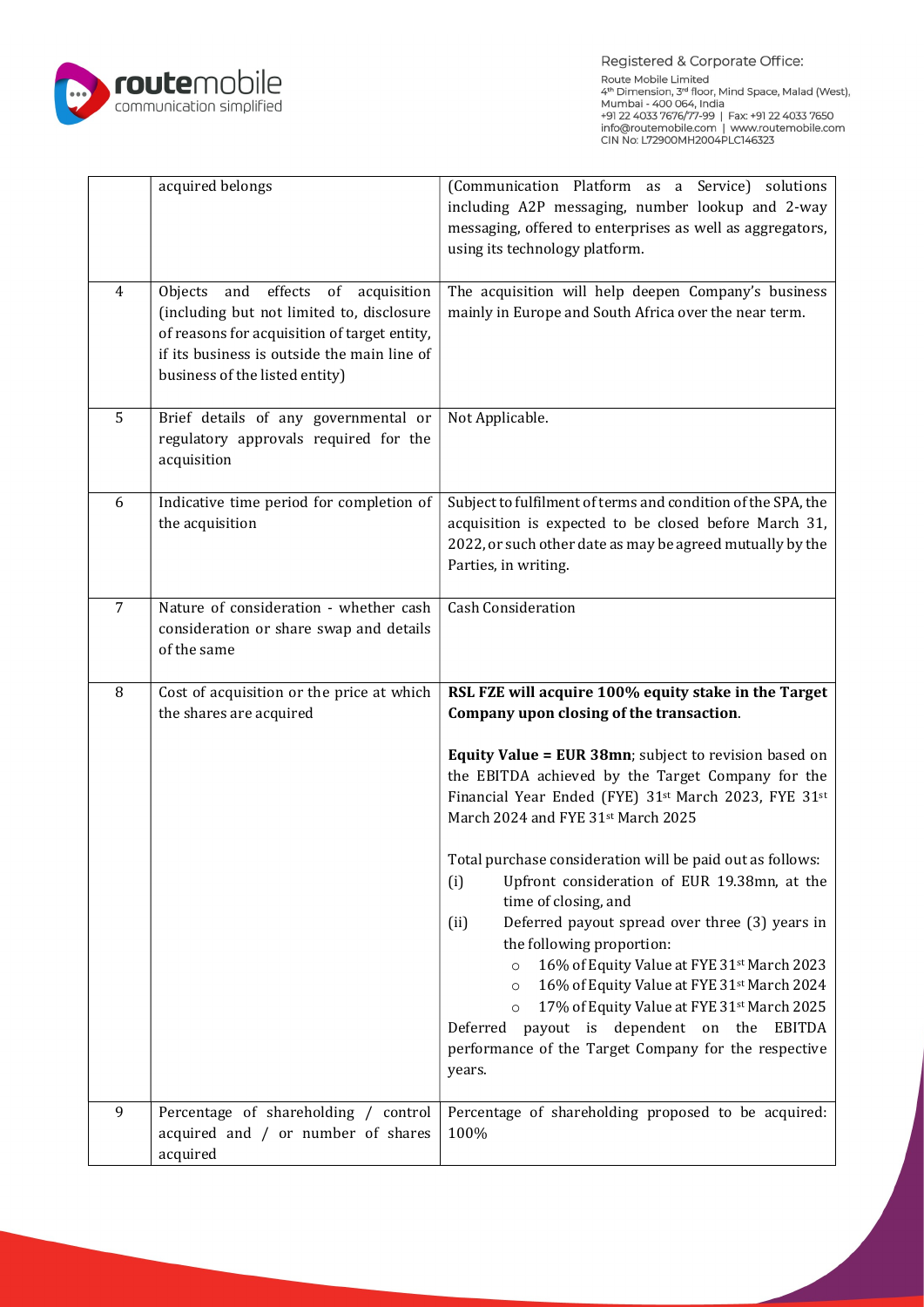| | | |
|---|---|---|
| | acquired belongs | (Communication Platform as a Service) solutions including A2P messaging, number lookup and 2-way messaging, offered to enterprises as well as aggregators, using its technology platform. |
| 4 | Objects and effects of acquisition (including but not limited to, disclosure of reasons for acquisition of target entity, if its business is outside the main line of business of the listed entity) | The acquisition will help deepen Company's business mainly in Europe and South Africa over the near term. |
| 5 | Brief details of any governmental or regulatory approvals required for the acquisition | Not Applicable. |
| 6 | Indicative time period for completion of the acquisition | Subject to fulfilment of terms and condition of the SPA, the acquisition is expected to be closed before March 31, 2022, or such other date as may be agreed mutually by the Parties, in writing. |
| 7 | Nature of consideration - whether cash consideration or share swap and details of the same | Cash Consideration |
| 8 | Cost of acquisition or the price at which the shares are acquired | **RSL FZE will acquire 100% equity stake in the Target Company upon closing of the transaction**.<br><br>**Equity Value = EUR 38mn**; subject to revision based on the EBITDA achieved by the Target Company for the Financial Year Ended (FYE) 31st March 2023, FYE 31st March 2024 and FYE 31st March 2025<br><br>Total purchase consideration will be paid out as follows:<br>(i) Upfront consideration of EUR 19.38mn, at the time of closing, and<br>(ii) Deferred payout spread over three (3) years in the following proportion:<br>- 16% of Equity Value at FYE 31st March 2023<br>- 16% of Equity Value at FYE 31st March 2024<br>- 17% of Equity Value at FYE 31st March 2025<br><br>Deferred payout is dependent on the EBITDA performance of the Target Company for the respective years. |
| 9 | Percentage of shareholding / control acquired and / or number of shares acquired | Percentage of shareholding proposed to be acquired: 100% |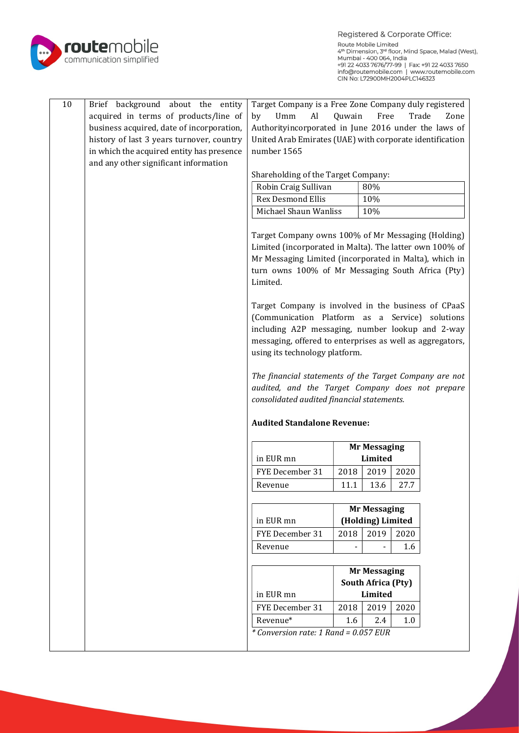| 10 | Brief background about the entity acquired in terms of products/line of business acquired, date of incorporation, history of last 3 years turnover, country in which the acquired entity has presence and any other significant information | Target Company is a Free Zone Company duly registered by Umm Al Quwain Free Trade Zone Authorityincorporated in June 2016 under the laws of United Arab Emirates (UAE) with corporate identification number 1565 |
|---|---|---|

Shareholding of the Target Company:

| | |
|---|---|
| Robin Craig Sullivan | 80% |
| Rex Desmond Ellis | 10% |
| Michael Shaun Wanliss | 10% |

Target Company owns 100% of Mr Messaging (Holding) Limited (incorporated in Malta). The latter own 100% of Mr Messaging Limited (incorporated in Malta), which in turn owns 100% of Mr Messaging South Africa (Pty) Limited.

Target Company is involved in the business of CPaaS (Communication Platform as a Service) solutions including A2P messaging, number lookup and 2-way messaging, offered to enterprises as well as aggregators, using its technology platform.

*The financial statements of the Target Company are not audited, and the Target Company does not prepare consolidated audited financial statements.*

**Audited Standalone Revenue:**

| in EUR mn | **Mr Messaging Limited** | | |
|---|---|---|---|
| FYE December 31 | 2018 | 2019 | 2020 |
| Revenue | 11.1 | 13.6 | 27.7 |

| in EUR mn | **Mr Messaging (Holding) Limited** | | |
|---|---|---|---|
| FYE December 31 | 2018 | 2019 | 2020 |
| Revenue | - | - | 1.6 |

| in EUR mn | **Mr Messaging South Africa (Pty) Limited** | | |
|---|---|---|---|
| FYE December 31 | 2018 | 2019 | 2020 |
| Revenue* | 1.6 | 2.4 | 1.0 |

*\* Conversion rate: 1 Rand = 0.057 EUR*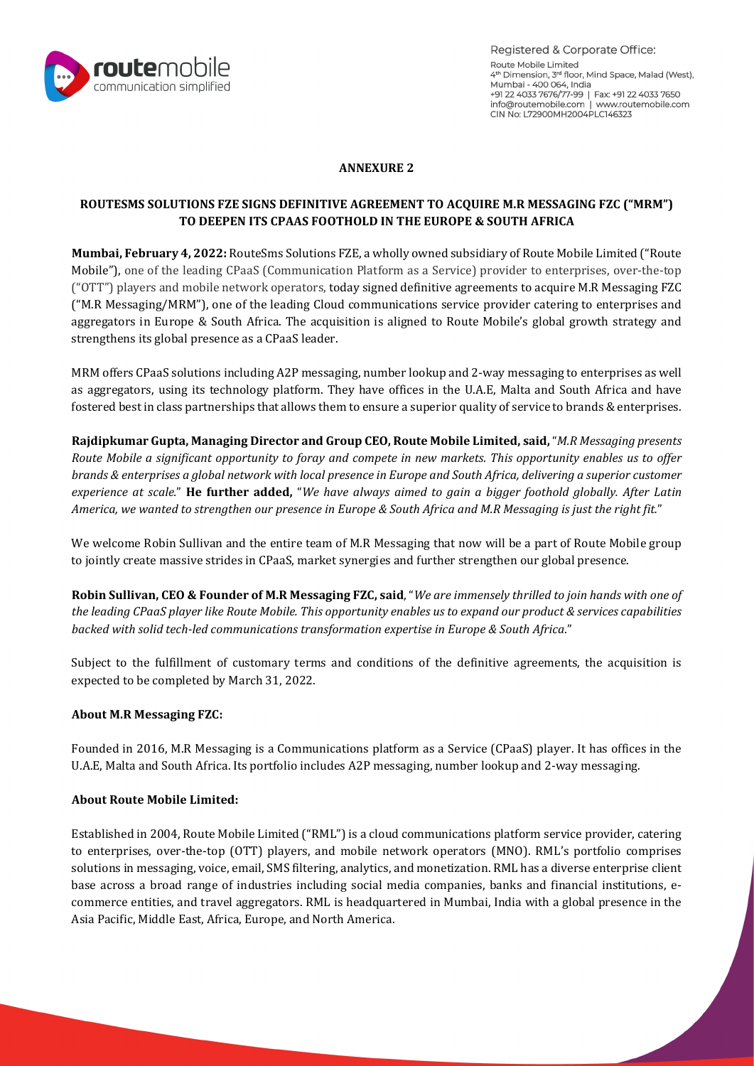**ANNEXURE 2**

**ROUTESMS SOLUTIONS FZE SIGNS DEFINITIVE AGREEMENT TO ACQUIRE M.R MESSAGING FZC ("MRM") TO DEEPEN ITS CPAAS FOOTHOLD IN THE EUROPE & SOUTH AFRICA**

**Mumbai, February 4, 2022:** RouteSms Solutions FZE, a wholly owned subsidiary of Route Mobile Limited ("Route Mobile"), one of the leading CPaaS (Communication Platform as a Service) provider to enterprises, over-the-top ("OTT") players and mobile network operators, today signed definitive agreements to acquire M.R Messaging FZC ("M.R Messaging/MRM"), one of the leading Cloud communications service provider catering to enterprises and aggregators in Europe & South Africa. The acquisition is aligned to Route Mobile's global growth strategy and strengthens its global presence as a CPaaS leader.

MRM offers CPaaS solutions including A2P messaging, number lookup and 2-way messaging to enterprises as well as aggregators, using its technology platform. They have offices in the U.A.E, Malta and South Africa and have fostered best in class partnerships that allows them to ensure a superior quality of service to brands & enterprises.

**Rajdipkumar Gupta, Managing Director and Group CEO, Route Mobile Limited, said,** "*M.R Messaging presents Route Mobile a significant opportunity to foray and compete in new markets. This opportunity enables us to offer brands & enterprises a global network with local presence in Europe and South Africa, delivering a superior customer experience at scale.*" **He further added,** "*We have always aimed to gain a bigger foothold globally. After Latin America, we wanted to strengthen our presence in Europe & South Africa and M.R Messaging is just the right fit.*"

We welcome Robin Sullivan and the entire team of M.R Messaging that now will be a part of Route Mobile group to jointly create massive strides in CPaaS, market synergies and further strengthen our global presence.

**Robin Sullivan, CEO & Founder of M.R Messaging FZC, said**, "*We are immensely thrilled to join hands with one of the leading CPaaS player like Route Mobile. This opportunity enables us to expand our product & services capabilities backed with solid tech-led communications transformation expertise in Europe & South Africa*."

Subject to the fulfillment of customary terms and conditions of the definitive agreements, the acquisition is expected to be completed by March 31, 2022.

**About M.R Messaging FZC:**

Founded in 2016, M.R Messaging is a Communications platform as a Service (CPaaS) player. It has offices in the U.A.E, Malta and South Africa. Its portfolio includes A2P messaging, number lookup and 2-way messaging.

**About Route Mobile Limited:**

Established in 2004, Route Mobile Limited ("RML") is a cloud communications platform service provider, catering to enterprises, over-the-top (OTT) players, and mobile network operators (MNO). RML's portfolio comprises solutions in messaging, voice, email, SMS filtering, analytics, and monetization. RML has a diverse enterprise client base across a broad range of industries including social media companies, banks and financial institutions, e-commerce entities, and travel aggregators. RML is headquartered in Mumbai, India with a global presence in the Asia Pacific, Middle East, Africa, Europe, and North America.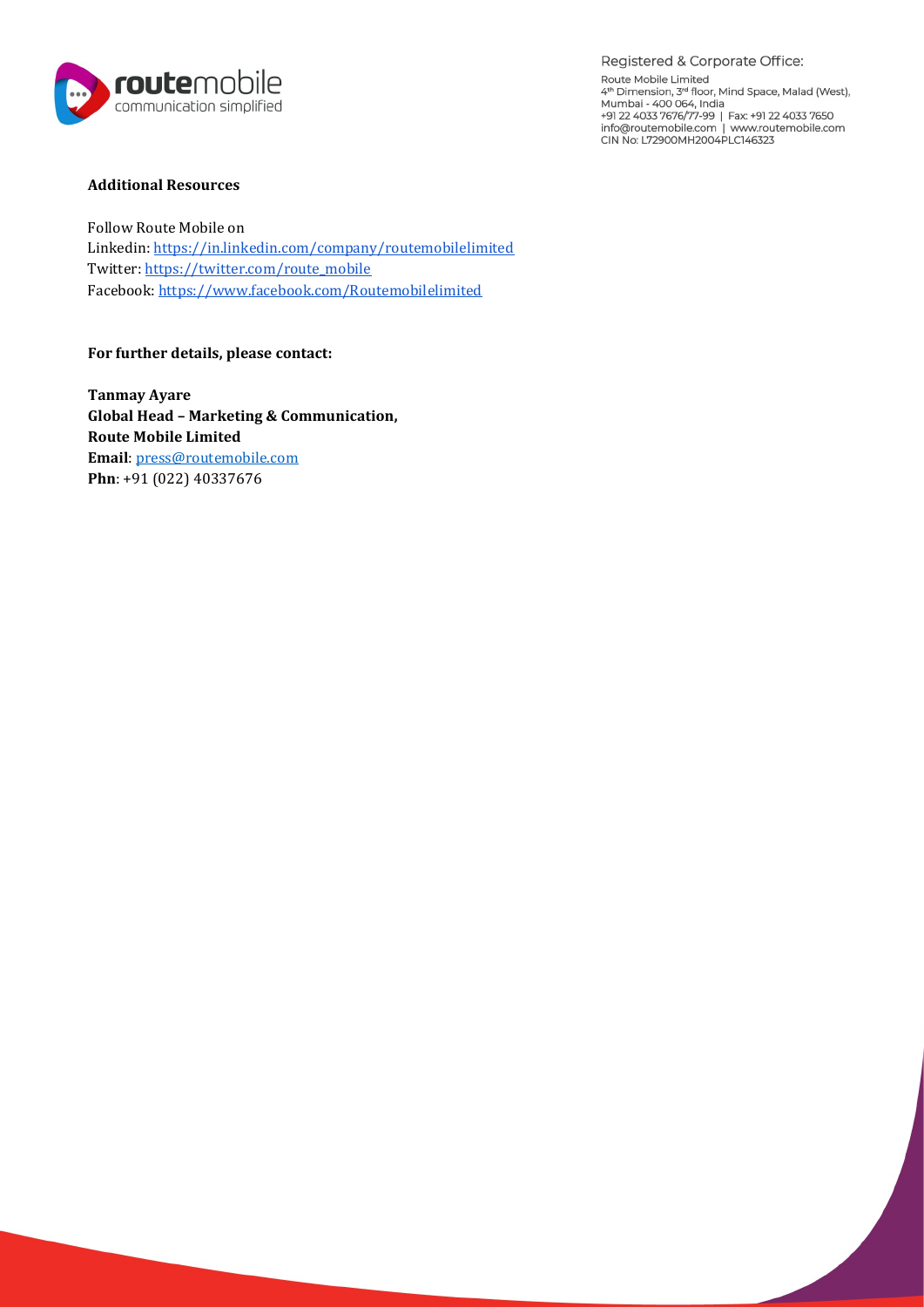**Additional Resources**

Follow Route Mobile on
Linkedin: https://in.linkedin.com/company/routemobilelimited
Twitter: https://twitter.com/route_mobile
Facebook: https://www.facebook.com/Routemobilelimited

**For further details, please contact:**

**Tanmay Ayare**
**Global Head – Marketing & Communication,**
**Route Mobile Limited**
**Email**: press@routemobile.com
**Phn**: +91 (022) 40337676